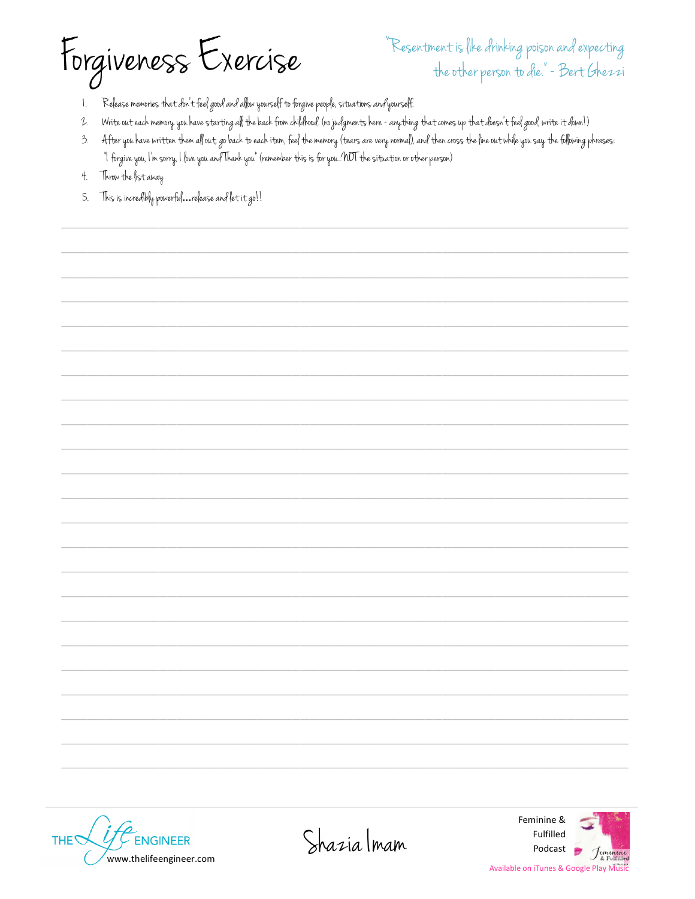# Forgiveness Exercise

"Resentment is like drinking poison and expecting the other person to die." - Bert Ghezzi

1. Release memories that don't feel good and allow yourself to forgive people, situations and yourself.
2. Write out each memory you have starting all the back from childhood. (no judgments here - anything that comes up that doesn't feel good, write it down!)
3. After you have written them all out, go back to each item, feel the memory (tears are very normal), and then cross the line out while you say the following phrases: "I forgive you, I'm sorry, I love you and Thank you" (remember this is for you...NOT the situation or other person)
4. Throw the list away
5. This is incredibly powerful...release and let it go!!

THE Life ENGINEER www.thelifeengineer.com

Shazia Imam

Feminine & Fulfilled Podcast

Available on iTunes & Google Play Music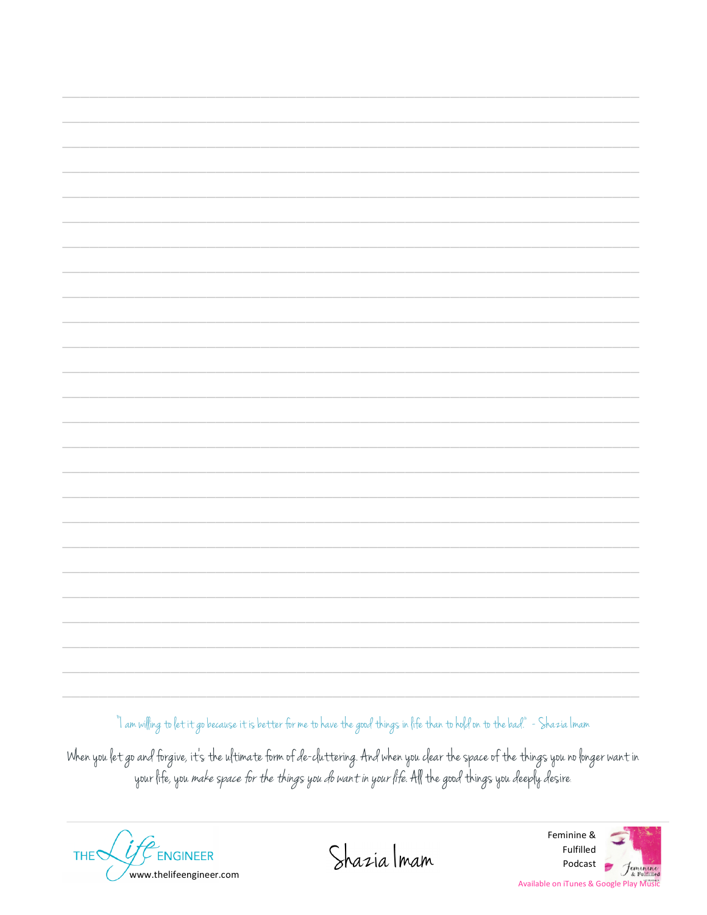"I am willing to let it go because it is better for me to have the good things in life than to hold on to the bad." - Shazia Imam

When you let go and forgive, it's the ultimate form of de-cluttering. And when you clear the space of the things you no longer want in your life, you make space for the things you do want in your life. All the good things you deeply desire.

THE Life ENGINEER
www.thelifeengineer.com

Shazia Imam

Feminine & Fulfilled Podcast

Available on iTunes & Google Play Music